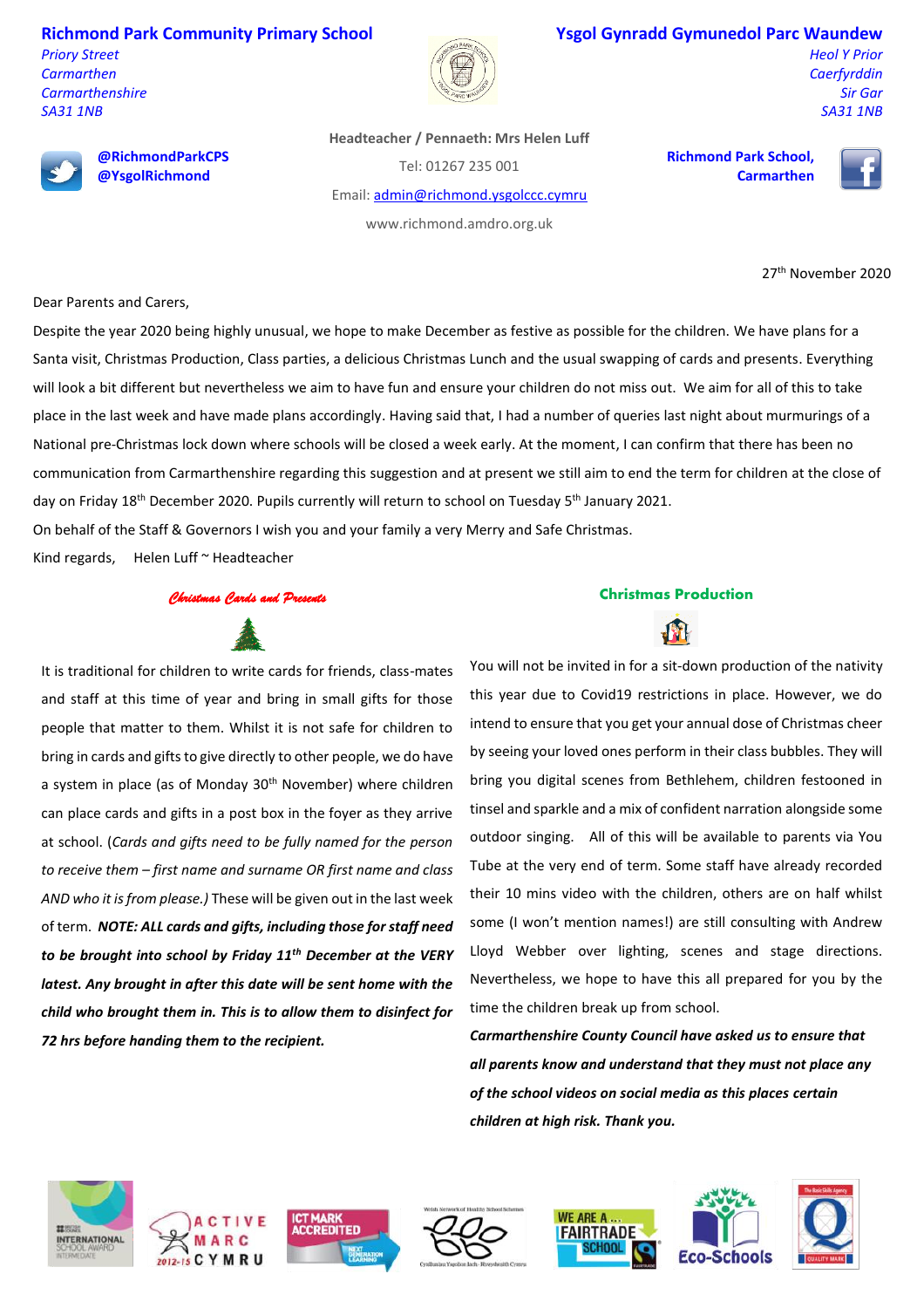**Richmond Park Community Primary School**
*Priory Street*
*Carmarthen*
*Carmarthenshire*
*SA31 1NB*

**Ysgol Gynradd Gymunedol Parc Waundew**
*Heol Y Prior*
*Caerfyrddin*
*Sir Gar*
*SA31 1NB*

**@RichmondParkCPS**
**@YsgolRichmond**

**Headteacher / Pennaeth: Mrs Helen Luff**
Tel: 01267 235 001
Email: admin@richmond.ysgolccc.cymru
www.richmond.amdro.org.uk

**Richmond Park School, Carmarthen**

27th November 2020

Dear Parents and Carers,

Despite the year 2020 being highly unusual, we hope to make December as festive as possible for the children. We have plans for a Santa visit, Christmas Production, Class parties, a delicious Christmas Lunch and the usual swapping of cards and presents. Everything will look a bit different but nevertheless we aim to have fun and ensure your children do not miss out. We aim for all of this to take place in the last week and have made plans accordingly. Having said that, I had a number of queries last night about murmurings of a National pre-Christmas lock down where schools will be closed a week early. At the moment, I can confirm that there has been no communication from Carmarthenshire regarding this suggestion and at present we still aim to end the term for children at the close of day on Friday 18th December 2020. Pupils currently will return to school on Tuesday 5th January 2021.

On behalf of the Staff & Governors I wish you and your family a very Merry and Safe Christmas.

Kind regards, Helen Luff ~ Headteacher

## *Christmas Cards and Presents*

It is traditional for children to write cards for friends, class-mates and staff at this time of year and bring in small gifts for those people that matter to them. Whilst it is not safe for children to bring in cards and gifts to give directly to other people, we do have a system in place (as of Monday 30th November) where children can place cards and gifts in a post box in the foyer as they arrive at school. (*Cards and gifts need to be fully named for the person to receive them – first name and surname OR first name and class AND who it is from please.*) These will be given out in the last week of term. ***NOTE: ALL cards and gifts, including those for staff need to be brought into school by Friday 11th December at the VERY latest. Any brought in after this date will be sent home with the child who brought them in. This is to allow them to disinfect for 72 hrs before handing them to the recipient.***

## Christmas Production

You will not be invited in for a sit-down production of the nativity this year due to Covid19 restrictions in place. However, we do intend to ensure that you get your annual dose of Christmas cheer by seeing your loved ones perform in their class bubbles. They will bring you digital scenes from Bethlehem, children festooned in tinsel and sparkle and a mix of confident narration alongside some outdoor singing. All of this will be available to parents via You Tube at the very end of term. Some staff have already recorded their 10 mins video with the children, others are on half whilst some (I won't mention names!) are still consulting with Andrew Lloyd Webber over lighting, scenes and stage directions. Nevertheless, we hope to have this all prepared for you by the time the children break up from school.

***Carmarthenshire County Council have asked us to ensure that all parents know and understand that they must not place any of the school videos on social media as this places certain children at high risk. Thank you.***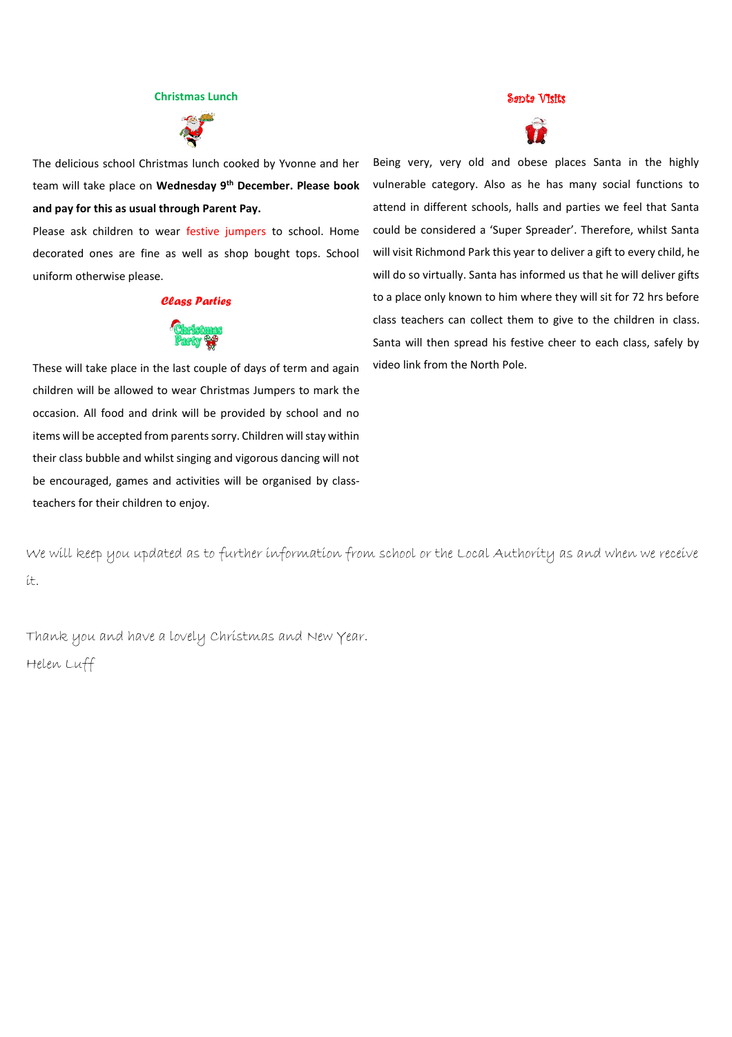## Christmas Lunch

The delicious school Christmas lunch cooked by Yvonne and her team will take place on **Wednesday 9th December. Please book and pay for this as usual through Parent Pay.**

Please ask children to wear festive jumpers to school. Home decorated ones are fine as well as shop bought tops. School uniform otherwise please.

## *Class Parties*

These will take place in the last couple of days of term and again children will be allowed to wear Christmas Jumpers to mark the occasion. All food and drink will be provided by school and no items will be accepted from parents sorry. Children will stay within their class bubble and whilst singing and vigorous dancing will not be encouraged, games and activities will be organised by class-teachers for their children to enjoy.

## Santa Visits

Being very, very old and obese places Santa in the highly vulnerable category. Also as he has many social functions to attend in different schools, halls and parties we feel that Santa could be considered a 'Super Spreader'. Therefore, whilst Santa will visit Richmond Park this year to deliver a gift to every child, he will do so virtually. Santa has informed us that he will deliver gifts to a place only known to him where they will sit for 72 hrs before class teachers can collect them to give to the children in class. Santa will then spread his festive cheer to each class, safely by video link from the North Pole.

We will keep you updated as to further information from school or the Local Authority as and when we receive it.

Thank you and have a lovely Christmas and New Year.

Helen Luff